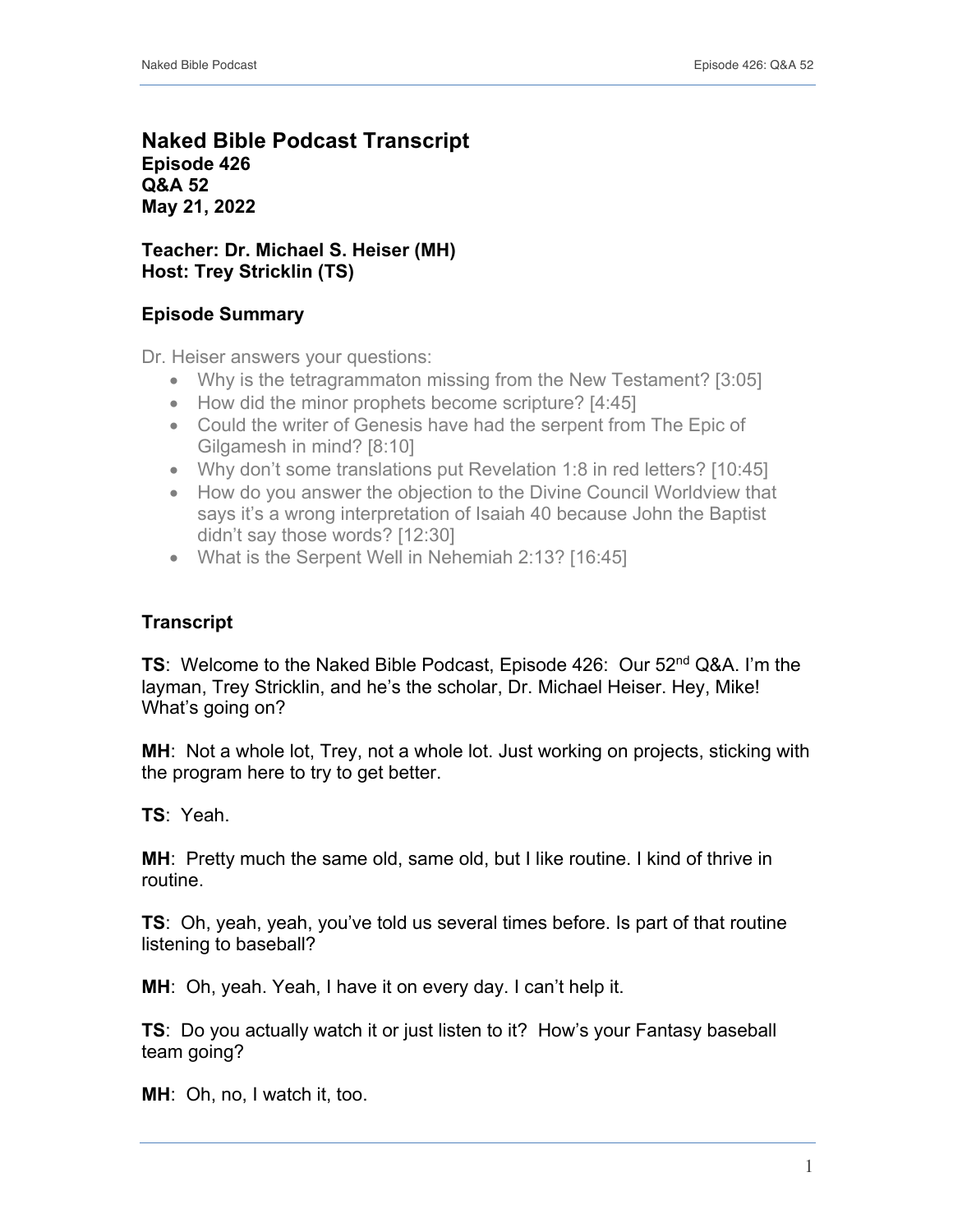# Naked Bible Podcast Transcript

**Episode 426**
**Q&A 52**
**May 21, 2022**

**Teacher: Dr. Michael S. Heiser (MH)**
**Host: Trey Stricklin (TS)**

## Episode Summary

Dr. Heiser answers your questions:

- Why is the tetragrammaton missing from the New Testament? [3:05]
- How did the minor prophets become scripture? [4:45]
- Could the writer of Genesis have had the serpent from The Epic of Gilgamesh in mind? [8:10]
- Why don't some translations put Revelation 1:8 in red letters? [10:45]
- How do you answer the objection to the Divine Council Worldview that says it's a wrong interpretation of Isaiah 40 because John the Baptist didn't say those words? [12:30]
- What is the Serpent Well in Nehemiah 2:13? [16:45]

## Transcript

**TS**: Welcome to the Naked Bible Podcast, Episode 426: Our 52nd Q&A. I'm the layman, Trey Stricklin, and he's the scholar, Dr. Michael Heiser. Hey, Mike! What's going on?

**MH**: Not a whole lot, Trey, not a whole lot. Just working on projects, sticking with the program here to try to get better.

**TS**: Yeah.

**MH**: Pretty much the same old, same old, but I like routine. I kind of thrive in routine.

**TS**: Oh, yeah, yeah, you've told us several times before. Is part of that routine listening to baseball?

**MH**: Oh, yeah. Yeah, I have it on every day. I can't help it.

**TS**: Do you actually watch it or just listen to it? How's your Fantasy baseball team going?

**MH**: Oh, no, I watch it, too.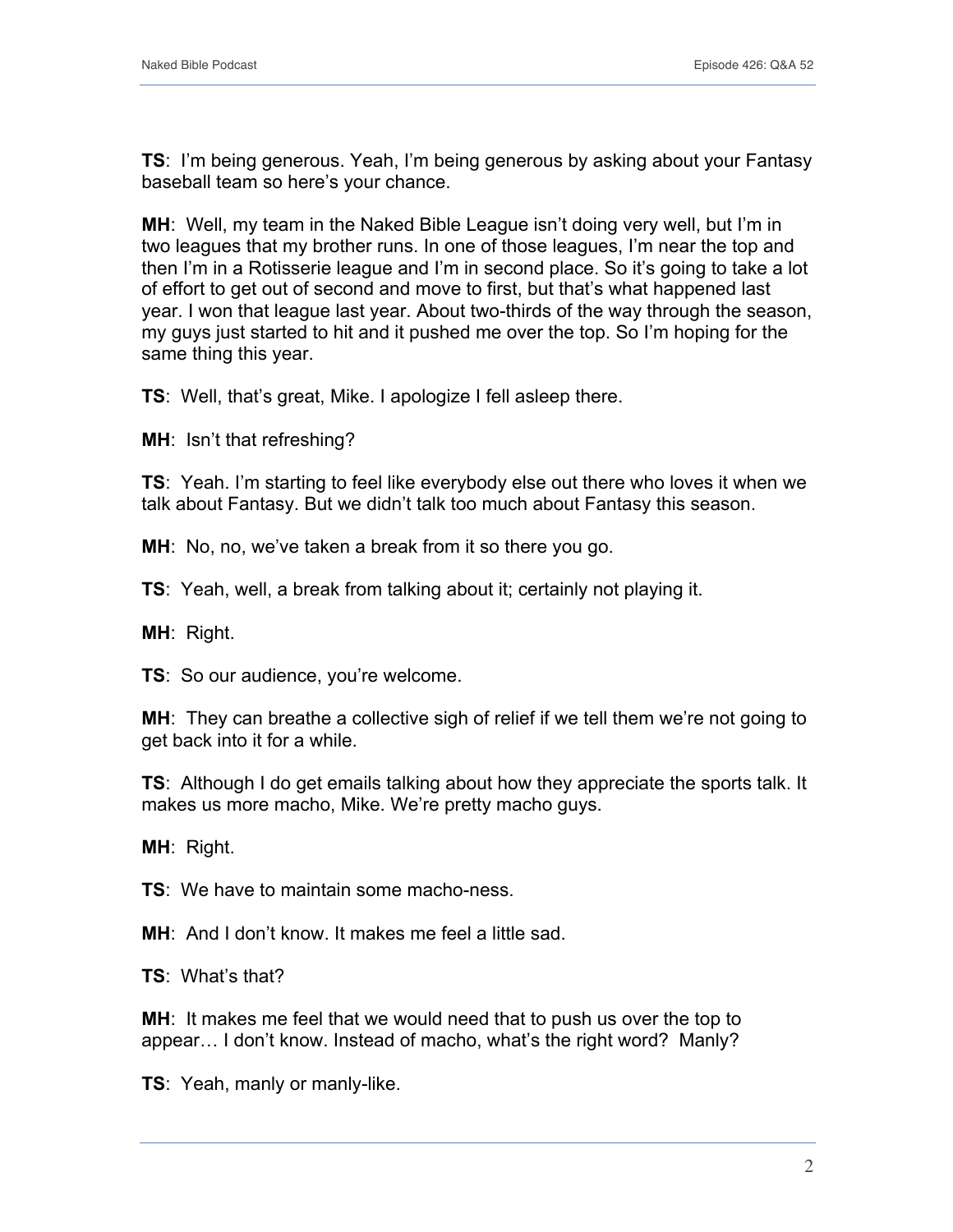**TS**: I'm being generous. Yeah, I'm being generous by asking about your Fantasy baseball team so here's your chance.

**MH**: Well, my team in the Naked Bible League isn't doing very well, but I'm in two leagues that my brother runs. In one of those leagues, I'm near the top and then I'm in a Rotisserie league and I'm in second place. So it's going to take a lot of effort to get out of second and move to first, but that's what happened last year. I won that league last year. About two-thirds of the way through the season, my guys just started to hit and it pushed me over the top. So I'm hoping for the same thing this year.

**TS**: Well, that's great, Mike. I apologize I fell asleep there.

**MH**: Isn't that refreshing?

**TS**: Yeah. I'm starting to feel like everybody else out there who loves it when we talk about Fantasy. But we didn't talk too much about Fantasy this season.

**MH**: No, no, we've taken a break from it so there you go.

**TS**: Yeah, well, a break from talking about it; certainly not playing it.

**MH**: Right.

**TS**: So our audience, you're welcome.

**MH**: They can breathe a collective sigh of relief if we tell them we're not going to get back into it for a while.

**TS**: Although I do get emails talking about how they appreciate the sports talk. It makes us more macho, Mike. We're pretty macho guys.

**MH**: Right.

**TS**: We have to maintain some macho-ness.

**MH**: And I don't know. It makes me feel a little sad.

**TS**: What's that?

**MH**: It makes me feel that we would need that to push us over the top to appear… I don't know. Instead of macho, what's the right word? Manly?

**TS**: Yeah, manly or manly-like.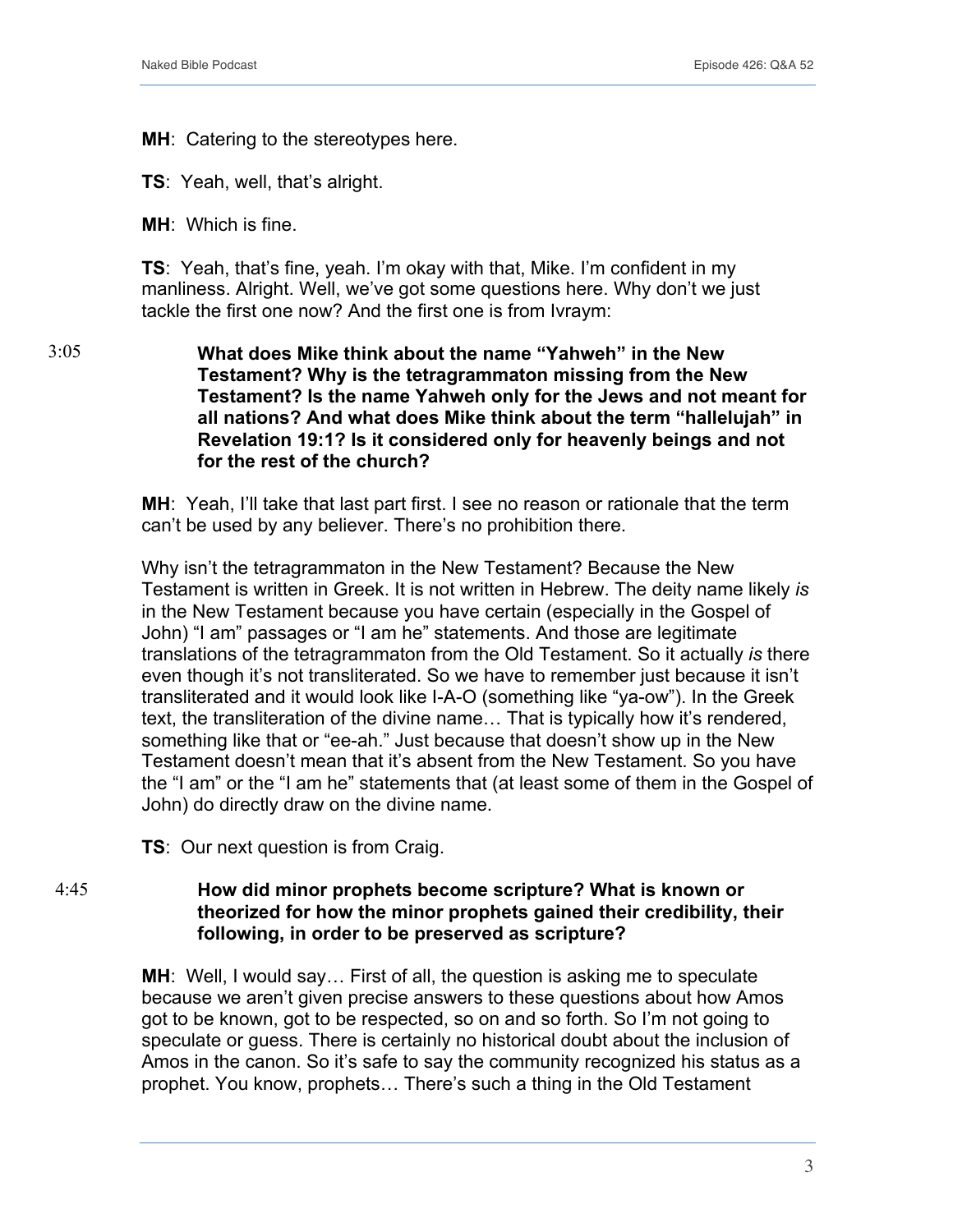**MH**: Catering to the stereotypes here.

**TS**: Yeah, well, that's alright.

**MH**: Which is fine.

**TS**: Yeah, that's fine, yeah. I'm okay with that, Mike. I'm confident in my manliness. Alright. Well, we've got some questions here. Why don't we just tackle the first one now? And the first one is from Ivraym:

3:05

**What does Mike think about the name "Yahweh" in the New Testament? Why is the tetragrammaton missing from the New Testament? Is the name Yahweh only for the Jews and not meant for all nations? And what does Mike think about the term "hallelujah" in Revelation 19:1? Is it considered only for heavenly beings and not for the rest of the church?**

**MH**: Yeah, I'll take that last part first. I see no reason or rationale that the term can't be used by any believer. There's no prohibition there.

Why isn't the tetragrammaton in the New Testament? Because the New Testament is written in Greek. It is not written in Hebrew. The deity name likely *is* in the New Testament because you have certain (especially in the Gospel of John) "I am" passages or "I am he" statements. And those are legitimate translations of the tetragrammaton from the Old Testament. So it actually *is* there even though it's not transliterated. So we have to remember just because it isn't transliterated and it would look like I-A-O (something like "ya-ow"). In the Greek text, the transliteration of the divine name… That is typically how it's rendered, something like that or "ee-ah." Just because that doesn't show up in the New Testament doesn't mean that it's absent from the New Testament. So you have the "I am" or the "I am he" statements that (at least some of them in the Gospel of John) do directly draw on the divine name.

**TS**: Our next question is from Craig.

4:45

**How did minor prophets become scripture? What is known or theorized for how the minor prophets gained their credibility, their following, in order to be preserved as scripture?**

**MH**: Well, I would say… First of all, the question is asking me to speculate because we aren't given precise answers to these questions about how Amos got to be known, got to be respected, so on and so forth. So I'm not going to speculate or guess. There is certainly no historical doubt about the inclusion of Amos in the canon. So it's safe to say the community recognized his status as a prophet. You know, prophets… There's such a thing in the Old Testament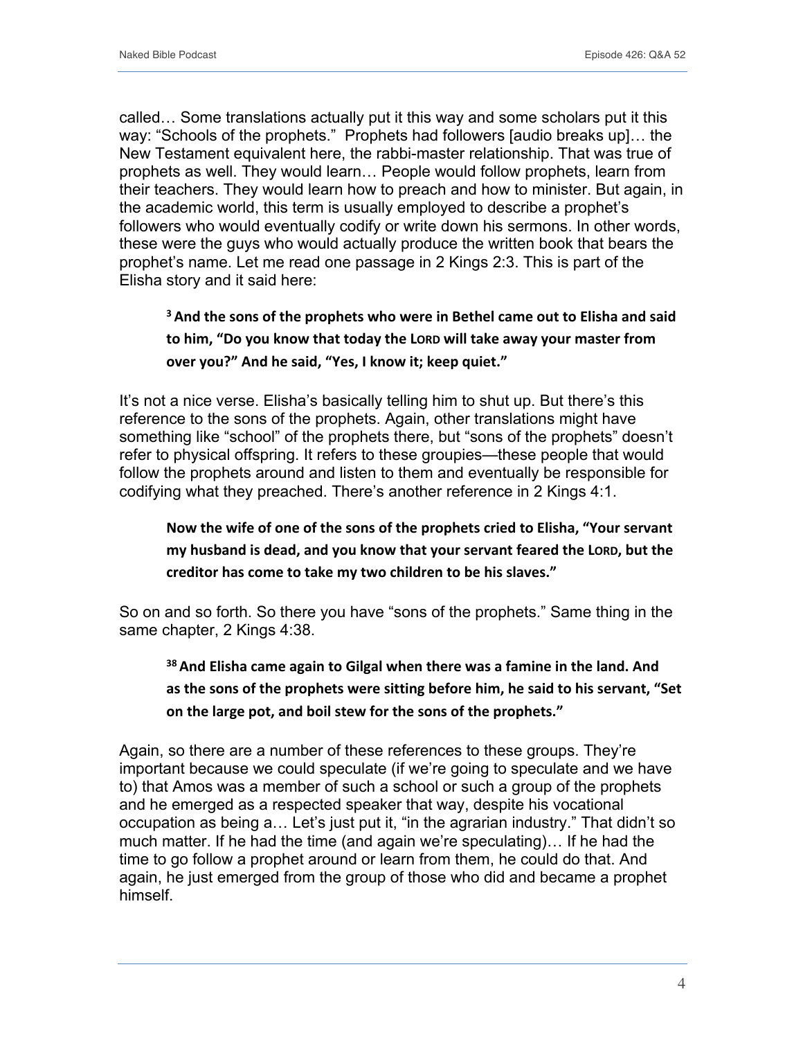called… Some translations actually put it this way and some scholars put it this way: "Schools of the prophets." Prophets had followers [audio breaks up]… the New Testament equivalent here, the rabbi-master relationship. That was true of prophets as well. They would learn… People would follow prophets, learn from their teachers. They would learn how to preach and how to minister. But again, in the academic world, this term is usually employed to describe a prophet's followers who would eventually codify or write down his sermons. In other words, these were the guys who would actually produce the written book that bears the prophet's name. Let me read one passage in 2 Kings 2:3. This is part of the Elisha story and it said here:

> **[3] And the sons of the prophets who were in Bethel came out to Elisha and said to him, "Do you know that today the LORD will take away your master from over you?" And he said, "Yes, I know it; keep quiet."**

It's not a nice verse. Elisha's basically telling him to shut up. But there's this reference to the sons of the prophets. Again, other translations might have something like "school" of the prophets there, but "sons of the prophets" doesn't refer to physical offspring. It refers to these groupies—these people that would follow the prophets around and listen to them and eventually be responsible for codifying what they preached. There's another reference in 2 Kings 4:1.

> **Now the wife of one of the sons of the prophets cried to Elisha, "Your servant my husband is dead, and you know that your servant feared the LORD, but the creditor has come to take my two children to be his slaves."**

So on and so forth. So there you have "sons of the prophets." Same thing in the same chapter, 2 Kings 4:38.

> **[38] And Elisha came again to Gilgal when there was a famine in the land. And as the sons of the prophets were sitting before him, he said to his servant, "Set on the large pot, and boil stew for the sons of the prophets."**

Again, so there are a number of these references to these groups. They're important because we could speculate (if we're going to speculate and we have to) that Amos was a member of such a school or such a group of the prophets and he emerged as a respected speaker that way, despite his vocational occupation as being a… Let's just put it, "in the agrarian industry." That didn't so much matter. If he had the time (and again we're speculating)… If he had the time to go follow a prophet around or learn from them, he could do that. And again, he just emerged from the group of those who did and became a prophet himself.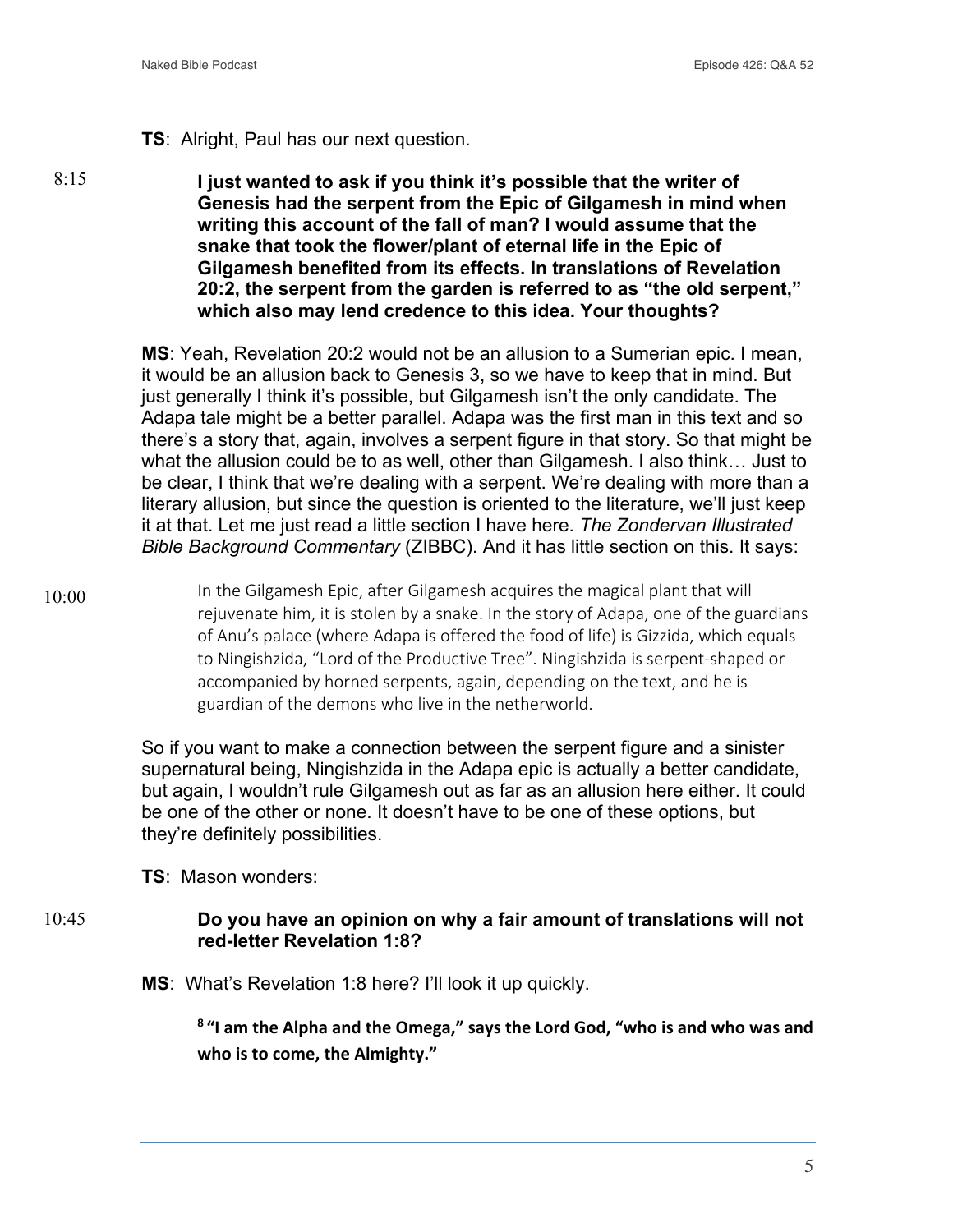**TS**: Alright, Paul has our next question.

8:15

**I just wanted to ask if you think it's possible that the writer of Genesis had the serpent from the Epic of Gilgamesh in mind when writing this account of the fall of man? I would assume that the snake that took the flower/plant of eternal life in the Epic of Gilgamesh benefited from its effects. In translations of Revelation 20:2, the serpent from the garden is referred to as "the old serpent," which also may lend credence to this idea. Your thoughts?**

**MS**: Yeah, Revelation 20:2 would not be an allusion to a Sumerian epic. I mean, it would be an allusion back to Genesis 3, so we have to keep that in mind. But just generally I think it's possible, but Gilgamesh isn't the only candidate. The Adapa tale might be a better parallel. Adapa was the first man in this text and so there's a story that, again, involves a serpent figure in that story. So that might be what the allusion could be to as well, other than Gilgamesh. I also think… Just to be clear, I think that we're dealing with a serpent. We're dealing with more than a literary allusion, but since the question is oriented to the literature, we'll just keep it at that. Let me just read a little section I have here. *The Zondervan Illustrated Bible Background Commentary* (ZIBBC). And it has little section on this. It says:

10:00

> In the Gilgamesh Epic, after Gilgamesh acquires the magical plant that will rejuvenate him, it is stolen by a snake. In the story of Adapa, one of the guardians of Anu's palace (where Adapa is offered the food of life) is Gizzida, which equals to Ningishzida, "Lord of the Productive Tree". Ningishzida is serpent-shaped or accompanied by horned serpents, again, depending on the text, and he is guardian of the demons who live in the netherworld.

So if you want to make a connection between the serpent figure and a sinister supernatural being, Ningishzida in the Adapa epic is actually a better candidate, but again, I wouldn't rule Gilgamesh out as far as an allusion here either. It could be one of the other or none. It doesn't have to be one of these options, but they're definitely possibilities.

**TS**: Mason wonders:

10:45

**Do you have an opinion on why a fair amount of translations will not red-letter Revelation 1:8?**

**MS**: What's Revelation 1:8 here? I'll look it up quickly.

> **[8] "I am the Alpha and the Omega," says the Lord God, "who is and who was and who is to come, the Almighty."**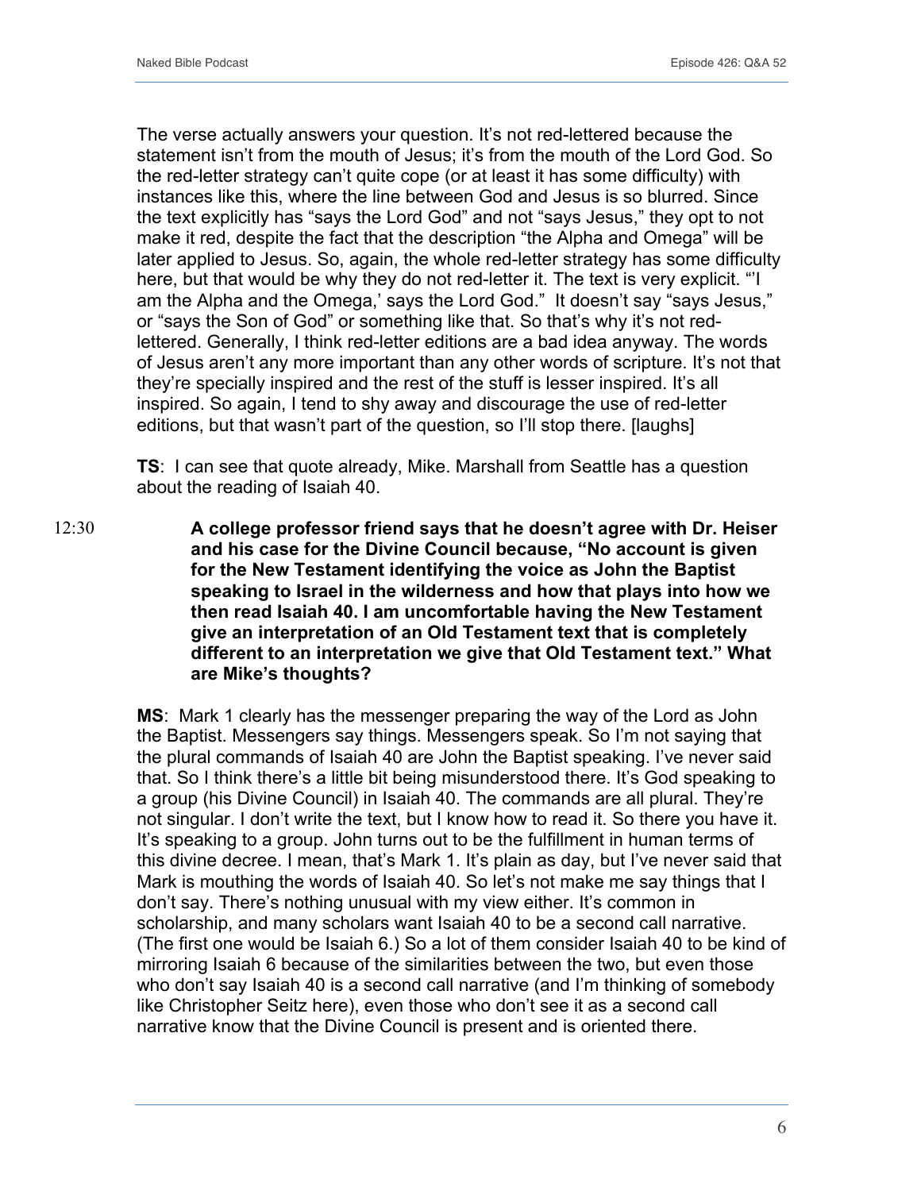The verse actually answers your question. It's not red-lettered because the statement isn't from the mouth of Jesus; it's from the mouth of the Lord God. So the red-letter strategy can't quite cope (or at least it has some difficulty) with instances like this, where the line between God and Jesus is so blurred. Since the text explicitly has "says the Lord God" and not "says Jesus," they opt to not make it red, despite the fact that the description "the Alpha and Omega" will be later applied to Jesus. So, again, the whole red-letter strategy has some difficulty here, but that would be why they do not red-letter it. The text is very explicit. "'I am the Alpha and the Omega,' says the Lord God." It doesn't say "says Jesus," or "says the Son of God" or something like that. So that's why it's not red-lettered. Generally, I think red-letter editions are a bad idea anyway. The words of Jesus aren't any more important than any other words of scripture. It's not that they're specially inspired and the rest of the stuff is lesser inspired. It's all inspired. So again, I tend to shy away and discourage the use of red-letter editions, but that wasn't part of the question, so I'll stop there. [laughs]

**TS**: I can see that quote already, Mike. Marshall from Seattle has a question about the reading of Isaiah 40.

12:30

**A college professor friend says that he doesn't agree with Dr. Heiser and his case for the Divine Council because, "No account is given for the New Testament identifying the voice as John the Baptist speaking to Israel in the wilderness and how that plays into how we then read Isaiah 40. I am uncomfortable having the New Testament give an interpretation of an Old Testament text that is completely different to an interpretation we give that Old Testament text." What are Mike's thoughts?**

**MS**: Mark 1 clearly has the messenger preparing the way of the Lord as John the Baptist. Messengers say things. Messengers speak. So I'm not saying that the plural commands of Isaiah 40 are John the Baptist speaking. I've never said that. So I think there's a little bit being misunderstood there. It's God speaking to a group (his Divine Council) in Isaiah 40. The commands are all plural. They're not singular. I don't write the text, but I know how to read it. So there you have it. It's speaking to a group. John turns out to be the fulfillment in human terms of this divine decree. I mean, that's Mark 1. It's plain as day, but I've never said that Mark is mouthing the words of Isaiah 40. So let's not make me say things that I don't say. There's nothing unusual with my view either. It's common in scholarship, and many scholars want Isaiah 40 to be a second call narrative. (The first one would be Isaiah 6.) So a lot of them consider Isaiah 40 to be kind of mirroring Isaiah 6 because of the similarities between the two, but even those who don't say Isaiah 40 is a second call narrative (and I'm thinking of somebody like Christopher Seitz here), even those who don't see it as a second call narrative know that the Divine Council is present and is oriented there.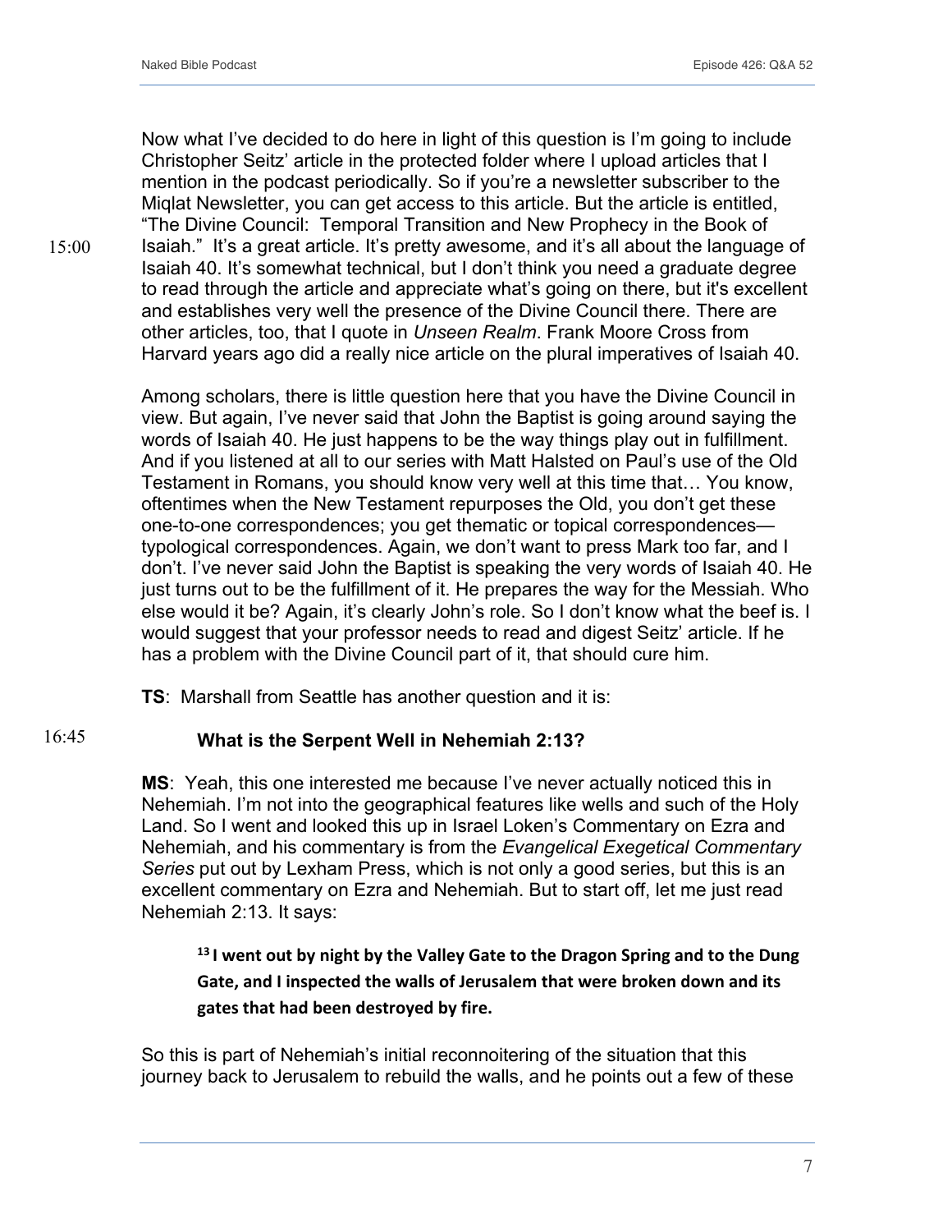Now what I've decided to do here in light of this question is I'm going to include Christopher Seitz' article in the protected folder where I upload articles that I mention in the podcast periodically. So if you're a newsletter subscriber to the Miqlat Newsletter, you can get access to this article. But the article is entitled, "The Divine Council: Temporal Transition and New Prophecy in the Book of Isaiah." It's a great article. It's pretty awesome, and it's all about the language of Isaiah 40. It's somewhat technical, but I don't think you need a graduate degree to read through the article and appreciate what's going on there, but it's excellent and establishes very well the presence of the Divine Council there. There are other articles, too, that I quote in *Unseen Realm*. Frank Moore Cross from Harvard years ago did a really nice article on the plural imperatives of Isaiah 40.

15:00

Among scholars, there is little question here that you have the Divine Council in view. But again, I've never said that John the Baptist is going around saying the words of Isaiah 40. He just happens to be the way things play out in fulfillment. And if you listened at all to our series with Matt Halsted on Paul's use of the Old Testament in Romans, you should know very well at this time that… You know, oftentimes when the New Testament repurposes the Old, you don't get these one-to-one correspondences; you get thematic or topical correspondences—typological correspondences. Again, we don't want to press Mark too far, and I don't. I've never said John the Baptist is speaking the very words of Isaiah 40. He just turns out to be the fulfillment of it. He prepares the way for the Messiah. Who else would it be? Again, it's clearly John's role. So I don't know what the beef is. I would suggest that your professor needs to read and digest Seitz' article. If he has a problem with the Divine Council part of it, that should cure him.

**TS**: Marshall from Seattle has another question and it is:

16:45

**What is the Serpent Well in Nehemiah 2:13?**

**MS**: Yeah, this one interested me because I've never actually noticed this in Nehemiah. I'm not into the geographical features like wells and such of the Holy Land. So I went and looked this up in Israel Loken's Commentary on Ezra and Nehemiah, and his commentary is from the *Evangelical Exegetical Commentary Series* put out by Lexham Press, which is not only a good series, but this is an excellent commentary on Ezra and Nehemiah. But to start off, let me just read Nehemiah 2:13. It says:

> **[13] I went out by night by the Valley Gate to the Dragon Spring and to the Dung Gate, and I inspected the walls of Jerusalem that were broken down and its gates that had been destroyed by fire.**

So this is part of Nehemiah's initial reconnoitering of the situation that this journey back to Jerusalem to rebuild the walls, and he points out a few of these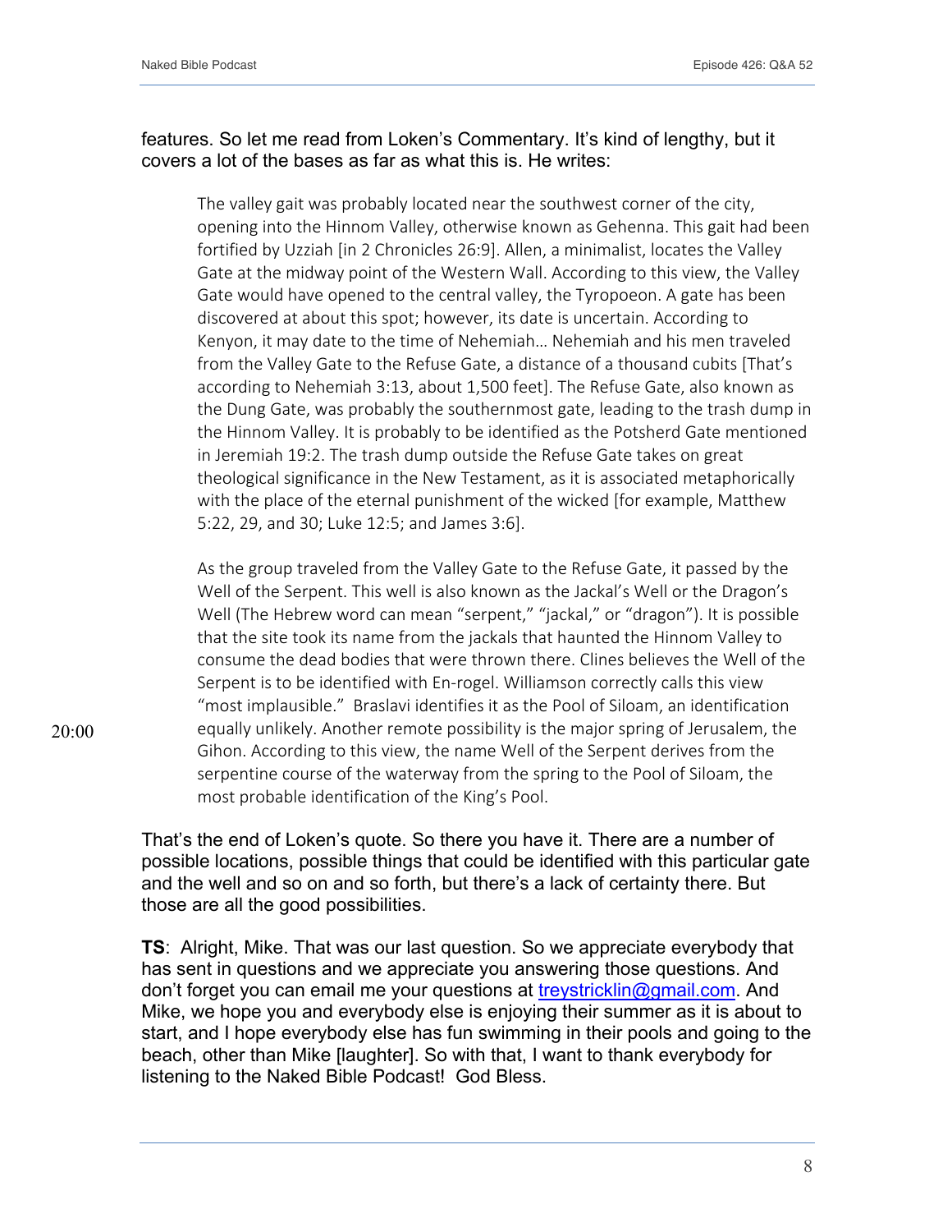features. So let me read from Loken's Commentary. It's kind of lengthy, but it covers a lot of the bases as far as what this is. He writes:

> The valley gait was probably located near the southwest corner of the city, opening into the Hinnom Valley, otherwise known as Gehenna. This gait had been fortified by Uzziah [in 2 Chronicles 26:9]. Allen, a minimalist, locates the Valley Gate at the midway point of the Western Wall. According to this view, the Valley Gate would have opened to the central valley, the Tyropoeon. A gate has been discovered at about this spot; however, its date is uncertain. According to Kenyon, it may date to the time of Nehemiah… Nehemiah and his men traveled from the Valley Gate to the Refuse Gate, a distance of a thousand cubits [That's according to Nehemiah 3:13, about 1,500 feet]. The Refuse Gate, also known as the Dung Gate, was probably the southernmost gate, leading to the trash dump in the Hinnom Valley. It is probably to be identified as the Potsherd Gate mentioned in Jeremiah 19:2. The trash dump outside the Refuse Gate takes on great theological significance in the New Testament, as it is associated metaphorically with the place of the eternal punishment of the wicked [for example, Matthew 5:22, 29, and 30; Luke 12:5; and James 3:6].
>
> As the group traveled from the Valley Gate to the Refuse Gate, it passed by the Well of the Serpent. This well is also known as the Jackal's Well or the Dragon's Well (The Hebrew word can mean "serpent," "jackal," or "dragon"). It is possible that the site took its name from the jackals that haunted the Hinnom Valley to consume the dead bodies that were thrown there. Clines believes the Well of the Serpent is to be identified with En-rogel. Williamson correctly calls this view "most implausible." Braslavi identifies it as the Pool of Siloam, an identification equally unlikely. Another remote possibility is the major spring of Jerusalem, the Gihon. According to this view, the name Well of the Serpent derives from the serpentine course of the waterway from the spring to the Pool of Siloam, the most probable identification of the King's Pool.

20:00

That's the end of Loken's quote. So there you have it. There are a number of possible locations, possible things that could be identified with this particular gate and the well and so on and so forth, but there's a lack of certainty there. But those are all the good possibilities.

**TS**: Alright, Mike. That was our last question. So we appreciate everybody that has sent in questions and we appreciate you answering those questions. And don't forget you can email me your questions at treystricklin@gmail.com. And Mike, we hope you and everybody else is enjoying their summer as it is about to start, and I hope everybody else has fun swimming in their pools and going to the beach, other than Mike [laughter]. So with that, I want to thank everybody for listening to the Naked Bible Podcast! God Bless.